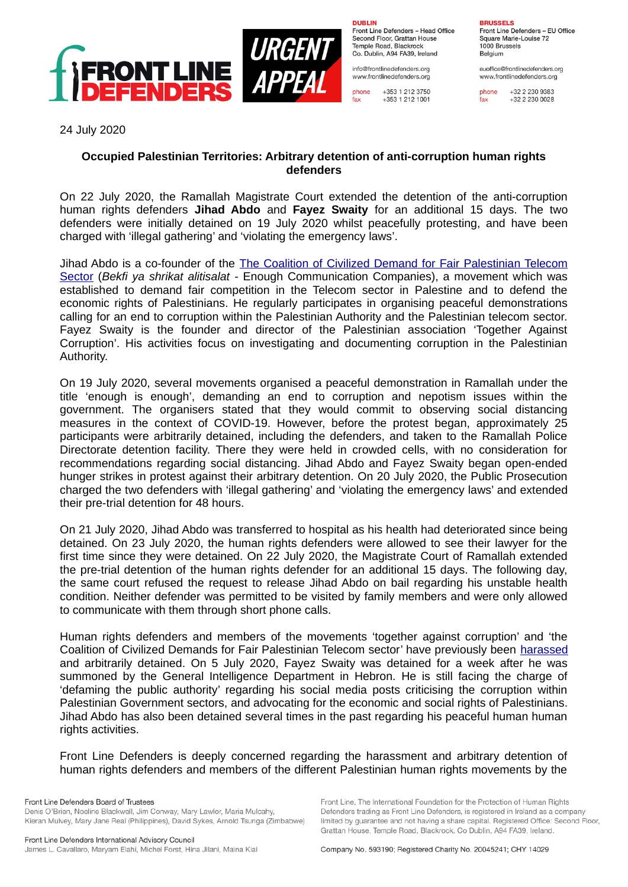**FRONT LINE DEFENDERS** | **URGENT APPEAL**

**DUBLIN**
Front Line Defenders – Head Office
Second Floor, Grattan House
Temple Road, Blackrock
Co. Dublin, A94 FA39, Ireland

info@frontlinedefenders.org
www.frontlinedefenders.org

phone +353 1 212 3750
fax +353 1 212 1001

**BRUSSELS**
Front Line Defenders – EU Office
Square Marie-Louise 72
1000 Brussels
Belgium

euoffice@frontlinedefenders.org
www.frontlinedefenders.org

phone +32 2 230 9383
fax +32 2 230 0028

24 July 2020

**Occupied Palestinian Territories: Arbitrary detention of anti-corruption human rights defenders**

On 22 July 2020, the Ramallah Magistrate Court extended the detention of the anti-corruption human rights defenders **Jihad Abdo** and **Fayez Swaity** for an additional 15 days. The two defenders were initially detained on 19 July 2020 whilst peacefully protesting, and have been charged with 'illegal gathering' and 'violating the emergency laws'.

Jihad Abdo is a co-founder of the The Coalition of Civilized Demand for Fair Palestinian Telecom Sector (*Bekfi ya shrikat alitisalat* - Enough Communication Companies), a movement which was established to demand fair competition in the Telecom sector in Palestine and to defend the economic rights of Palestinians. He regularly participates in organising peaceful demonstrations calling for an end to corruption within the Palestinian Authority and the Palestinian telecom sector. Fayez Swaity is the founder and director of the Palestinian association 'Together Against Corruption'. His activities focus on investigating and documenting corruption in the Palestinian Authority.

On 19 July 2020, several movements organised a peaceful demonstration in Ramallah under the title 'enough is enough', demanding an end to corruption and nepotism issues within the government. The organisers stated that they would commit to observing social distancing measures in the context of COVID-19. However, before the protest began, approximately 25 participants were arbitrarily detained, including the defenders, and taken to the Ramallah Police Directorate detention facility. There they were held in crowded cells, with no consideration for recommendations regarding social distancing. Jihad Abdo and Fayez Swaity began open-ended hunger strikes in protest against their arbitrary detention. On 20 July 2020, the Public Prosecution charged the two defenders with 'illegal gathering' and 'violating the emergency laws' and extended their pre-trial detention for 48 hours.

On 21 July 2020, Jihad Abdo was transferred to hospital as his health had deteriorated since being detained. On 23 July 2020, the human rights defenders were allowed to see their lawyer for the first time since they were detained. On 22 July 2020, the Magistrate Court of Ramallah extended the pre-trial detention of the human rights defender for an additional 15 days. The following day, the same court refused the request to release Jihad Abdo on bail regarding his unstable health condition. Neither defender was permitted to be visited by family members and were only allowed to communicate with them through short phone calls.

Human rights defenders and members of the movements 'together against corruption' and 'the Coalition of Civilized Demands for Fair Palestinian Telecom sector' have previously been harassed and arbitrarily detained. On 5 July 2020, Fayez Swaity was detained for a week after he was summoned by the General Intelligence Department in Hebron. He is still facing the charge of 'defaming the public authority' regarding his social media posts criticising the corruption within Palestinian Government sectors, and advocating for the economic and social rights of Palestinians. Jihad Abdo has also been detained several times in the past regarding his peaceful human human rights activities.

Front Line Defenders is deeply concerned regarding the harassment and arbitrary detention of human rights defenders and members of the different Palestinian human rights movements by the

Front Line Defenders Board of Trustees
Denis O'Brien, Noeline Blackwell, Jim Conway, Mary Lawlor, Maria Mulcahy, Kieran Mulvey, Mary Jane Real (Philippines), David Sykes, Arnold Tsunga (Zimbabwe)

Front Line Defenders International Advisory Council
James L. Cavallaro, Maryam Elahi, Michel Forst, Hina Jilani, Maina Kiai

Front Line, The International Foundation for the Protection of Human Rights Defenders trading as Front Line Defenders, is registered in Ireland as a company limited by guarantee and not having a share capital. Registered Office: Second Floor, Grattan House, Temple Road, Blackrock, Co Dublin, A94 FA39, Ireland.

Company No. 593190; Registered Charity No. 20045241; CHY 14029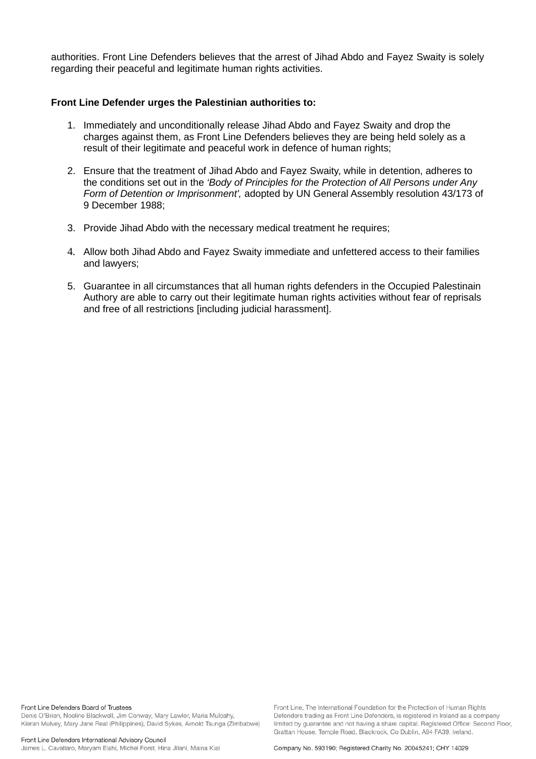authorities. Front Line Defenders believes that the arrest of Jihad Abdo and Fayez Swaity is solely regarding their peaceful and legitimate human rights activities.

**Front Line Defender urges the Palestinian authorities to:**

1. Immediately and unconditionally release Jihad Abdo and Fayez Swaity and drop the charges against them, as Front Line Defenders believes they are being held solely as a result of their legitimate and peaceful work in defence of human rights;

2. Ensure that the treatment of Jihad Abdo and Fayez Swaity, while in detention, adheres to the conditions set out in the *'Body of Principles for the Protection of All Persons under Any Form of Detention or Imprisonment',* adopted by UN General Assembly resolution 43/173 of 9 December 1988;

3. Provide Jihad Abdo with the necessary medical treatment he requires;

4. Allow both Jihad Abdo and Fayez Swaity immediate and unfettered access to their families and lawyers;

5. Guarantee in all circumstances that all human rights defenders in the Occupied Palestinain Authory are able to carry out their legitimate human rights activities without fear of reprisals and free of all restrictions [including judicial harassment].

Front Line Defenders Board of Trustees
Denis O'Brien, Noeline Blackwell, Jim Conway, Mary Lawlor, Maria Mulcahy, Kieran Mulvey, Mary Jane Real (Philippines), David Sykes, Arnold Tsunga (Zimbabwe)

Front Line Defenders International Advisory Council
James L. Cavallaro, Maryam Elahi, Michel Forst, Hina Jilani, Maina Kiai

Front Line, The International Foundation for the Protection of Human Rights Defenders trading as Front Line Defenders, is registered in Ireland as a company limited by guarantee and not having a share capital. Registered Office: Second Floor, Grattan House, Temple Road, Blackrock, Co Dublin, A94 FA39, Ireland.

Company No. 593190; Registered Charity No. 20045241; CHY 14029